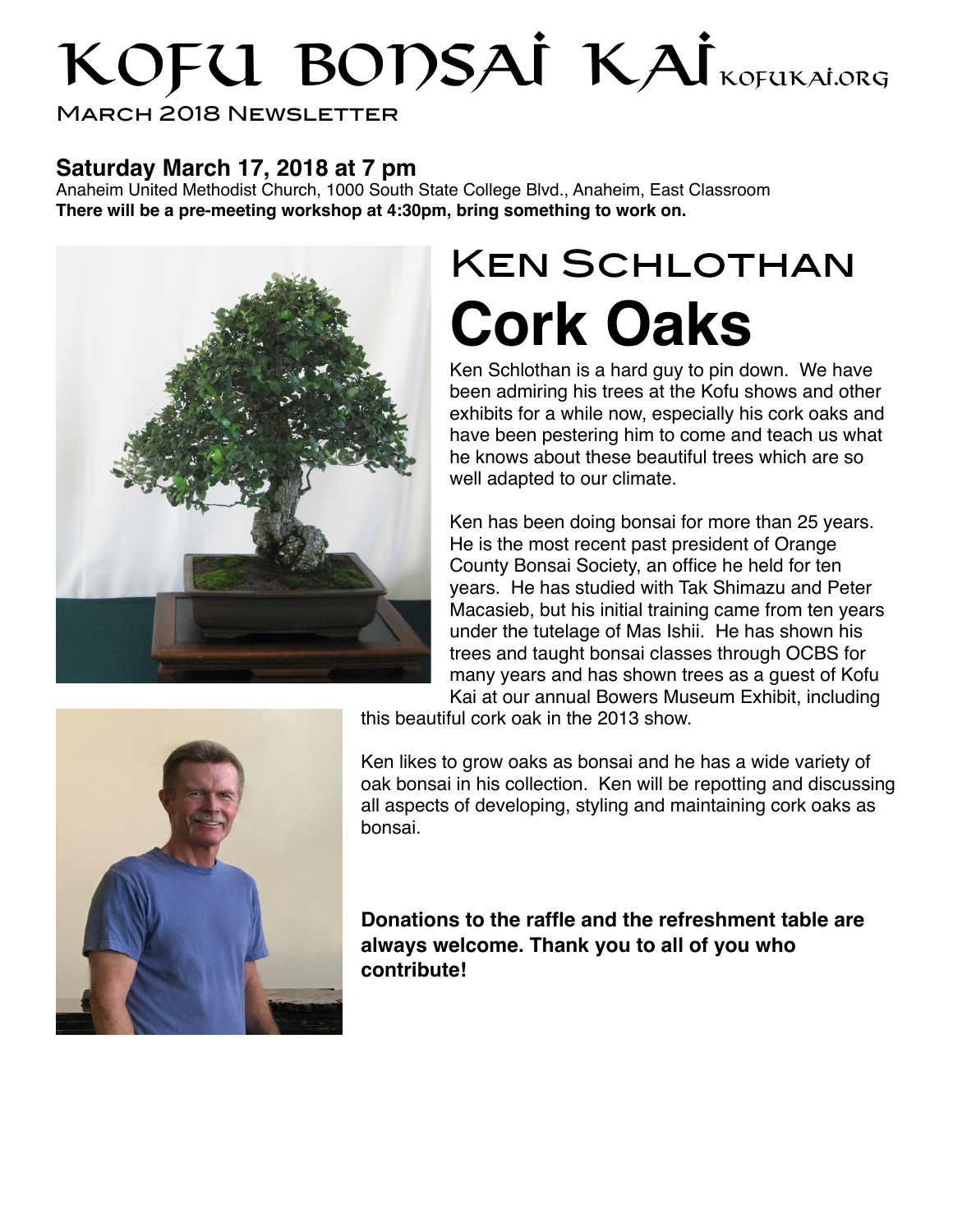# KOFU BONSAI KAI KOFUKAI.ORG

MARCH 2018 NEWSLETTER

## Saturday March 17, 2018 at 7 pm

Anaheim United Methodist Church, 1000 South State College Blvd., Anaheim, East Classroom

**There will be a pre-meeting workshop at 4:30pm, bring something to work on.**

## KEN SCHLOTHAN

# Cork Oaks

Ken Schlothan is a hard guy to pin down. We have been admiring his trees at the Kofu shows and other exhibits for a while now, especially his cork oaks and have been pestering him to come and teach us what he knows about these beautiful trees which are so well adapted to our climate.

Ken has been doing bonsai for more than 25 years. He is the most recent past president of Orange County Bonsai Society, an office he held for ten years. He has studied with Tak Shimazu and Peter Macasieb, but his initial training came from ten years under the tutelage of Mas Ishii. He has shown his trees and taught bonsai classes through OCBS for many years and has shown trees as a guest of Kofu Kai at our annual Bowers Museum Exhibit, including this beautiful cork oak in the 2013 show.

Ken likes to grow oaks as bonsai and he has a wide variety of oak bonsai in his collection. Ken will be repotting and discussing all aspects of developing, styling and maintaining cork oaks as bonsai.

**Donations to the raffle and the refreshment table are always welcome. Thank you to all of you who contribute!**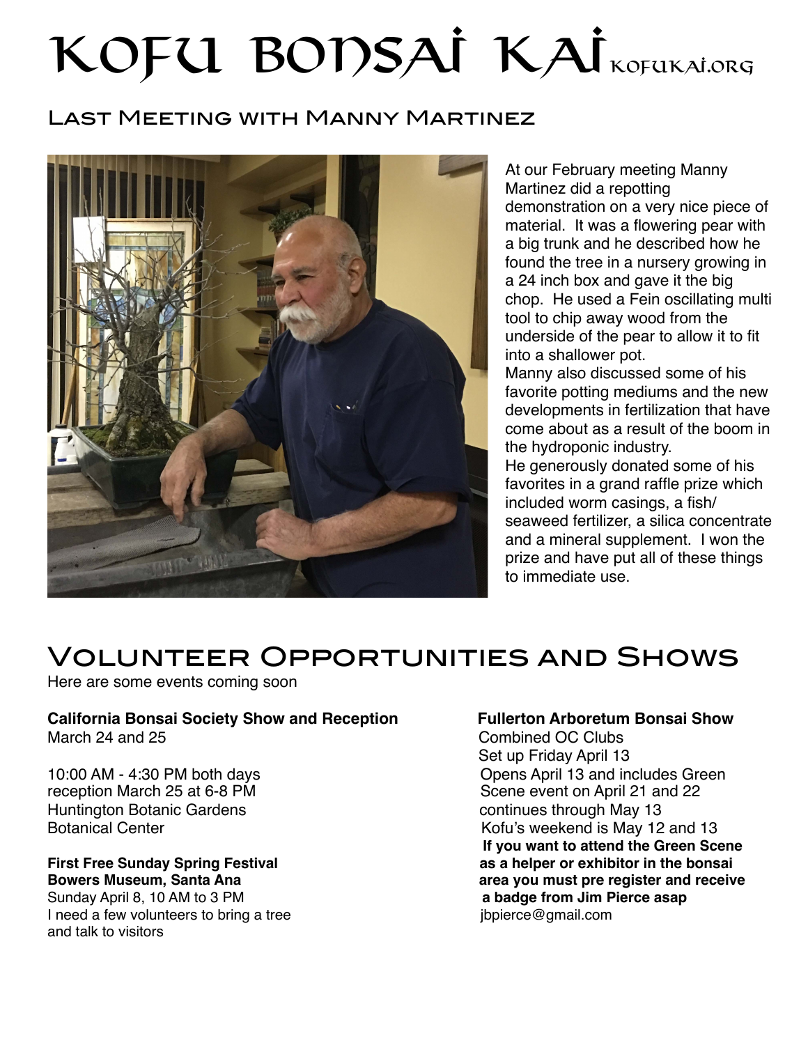# KOFU BONSAI KAI KOFUKAI.ORG

## Last Meeting with Manny Martinez

At our February meeting Manny Martinez did a repotting demonstration on a very nice piece of material. It was a flowering pear with a big trunk and he described how he found the tree in a nursery growing in a 24 inch box and gave it the big chop. He used a Fein oscillating multi tool to chip away wood from the underside of the pear to allow it to fit into a shallower pot.

Manny also discussed some of his favorite potting mediums and the new developments in fertilization that have come about as a result of the boom in the hydroponic industry.

He generously donated some of his favorites in a grand raffle prize which included worm casings, a fish/seaweed fertilizer, a silica concentrate and a mineral supplement. I won the prize and have put all of these things to immediate use.

## Volunteer Opportunities and Shows

Here are some events coming soon

**California Bonsai Society Show and Reception**
March 24 and 25

10:00 AM - 4:30 PM both days
reception March 25 at 6-8 PM
Huntington Botanic Gardens
Botanical Center

**First Free Sunday Spring Festival**
**Bowers Museum, Santa Ana**
Sunday April 8, 10 AM to 3 PM
I need a few volunteers to bring a tree and talk to visitors

**Fullerton Arboretum Bonsai Show**
Combined OC Clubs
Set up Friday April 13
Opens April 13 and includes Green Scene event on April 21 and 22
continues through May 13
Kofu's weekend is May 12 and 13
**If you want to attend the Green Scene as a helper or exhibitor in the bonsai area you must pre register and receive a badge from Jim Pierce asap**
jbpierce@gmail.com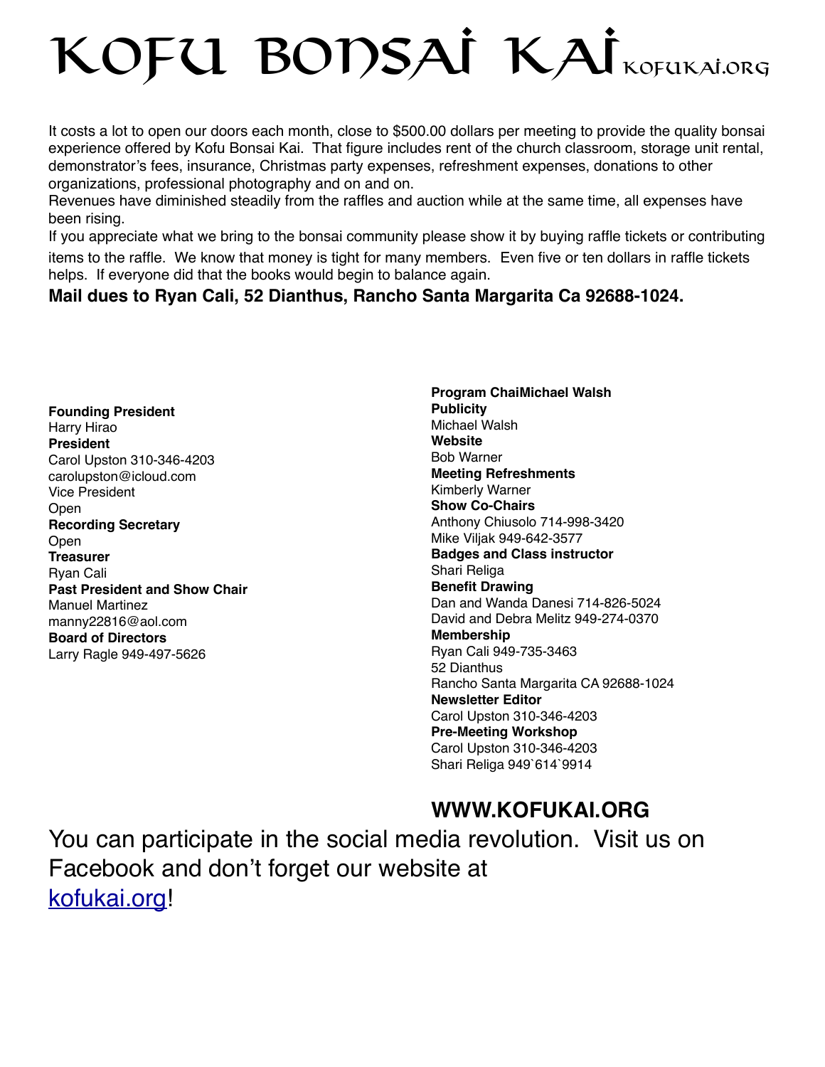# KOFU BONSAI KAI KOFUKAI.ORG

It costs a lot to open our doors each month, close to $500.00 dollars per meeting to provide the quality bonsai experience offered by Kofu Bonsai Kai. That figure includes rent of the church classroom, storage unit rental, demonstrator's fees, insurance, Christmas party expenses, refreshment expenses, donations to other organizations, professional photography and on and on.

Revenues have diminished steadily from the raffles and auction while at the same time, all expenses have been rising.

If you appreciate what we bring to the bonsai community please show it by buying raffle tickets or contributing items to the raffle. We know that money is tight for many members. Even five or ten dollars in raffle tickets helps. If everyone did that the books would begin to balance again.

**Mail dues to Ryan Cali, 52 Dianthus, Rancho Santa Margarita Ca 92688-1024.**

**Founding President**
Harry Hirao
**President**
Carol Upston 310-346-4203
carolupston@icloud.com
Vice President
Open
**Recording Secretary**
Open
**Treasurer**
Ryan Cali
**Past President and Show Chair**
Manuel Martinez
manny22816@aol.com
**Board of Directors**
Larry Ragle 949-497-5626

**Program ChaiMichael Walsh**
**Publicity**
Michael Walsh
**Website**
Bob Warner
**Meeting Refreshments**
Kimberly Warner
**Show Co-Chairs**
Anthony Chiusolo 714-998-3420
Mike Viljak 949-642-3577
**Badges and Class instructor**
Shari Religa
**Benefit Drawing**
Dan and Wanda Danesi 714-826-5024
David and Debra Melitz 949-274-0370
**Membership**
Ryan Cali 949-735-3463
52 Dianthus
Rancho Santa Margarita CA 92688-1024
**Newsletter Editor**
Carol Upston 310-346-4203
**Pre-Meeting Workshop**
Carol Upston 310-346-4203
Shari Religa 949`614`9914

**WWW.KOFUKAI.ORG**

You can participate in the social media revolution. Visit us on Facebook and don't forget our website at [kofukai.org](kofukai.org)!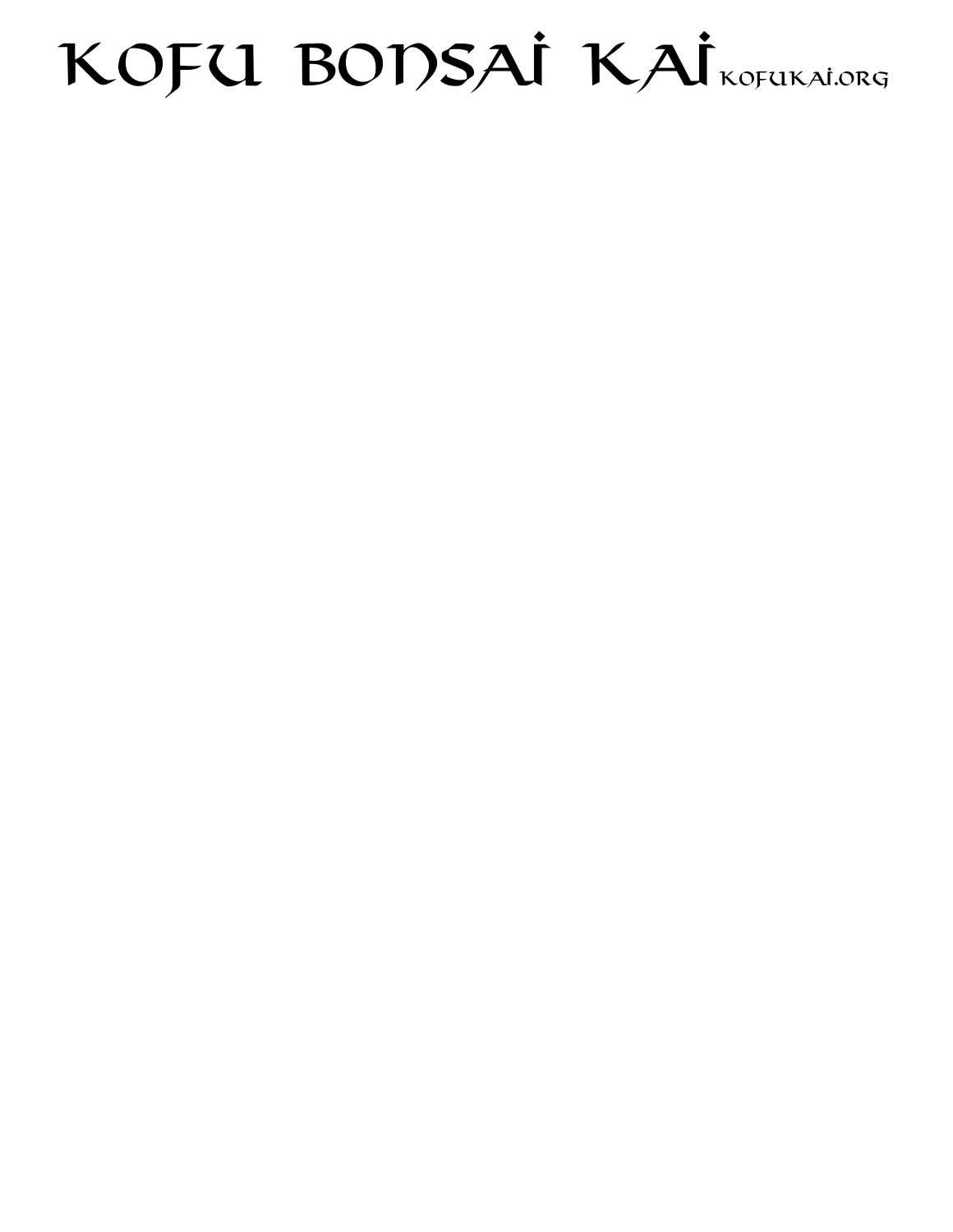# KOFU BONSAI KAI

kofukai.org